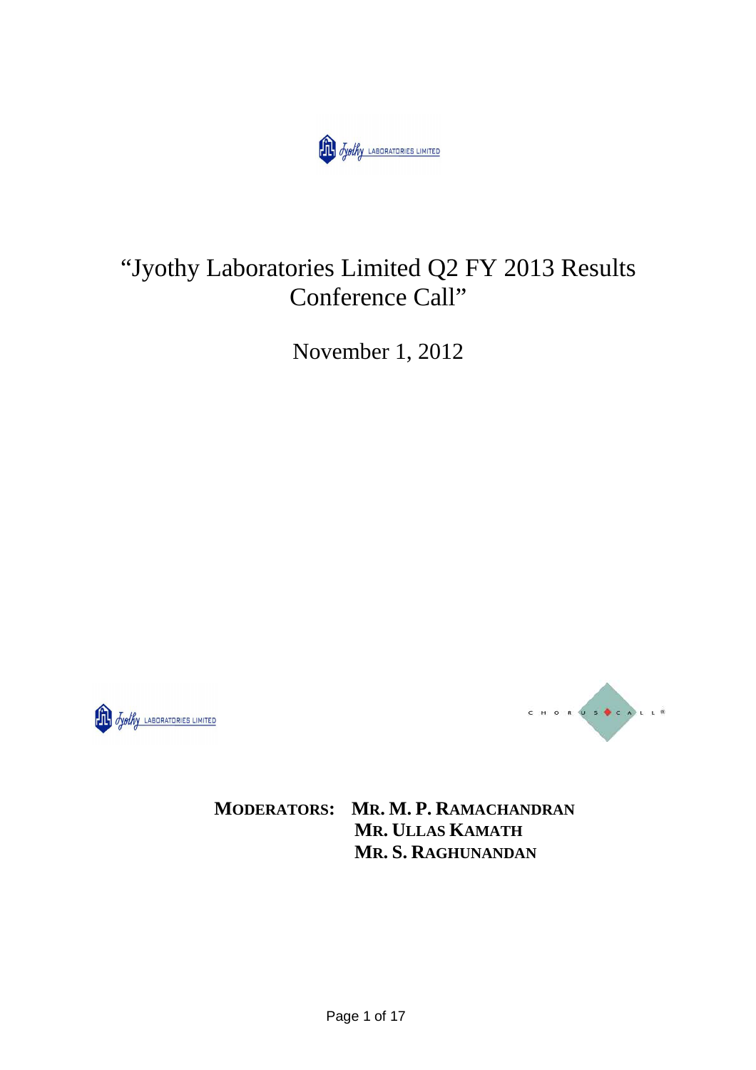# "Jyothy Laboratories Limited Q2 FY 2013 Results Conference Call"

November 1, 2012

**MODERATORS:** **MR. M. P. RAMACHANDRAN**
**MR. ULLAS KAMATH**
**MR. S. RAGHUNANDAN**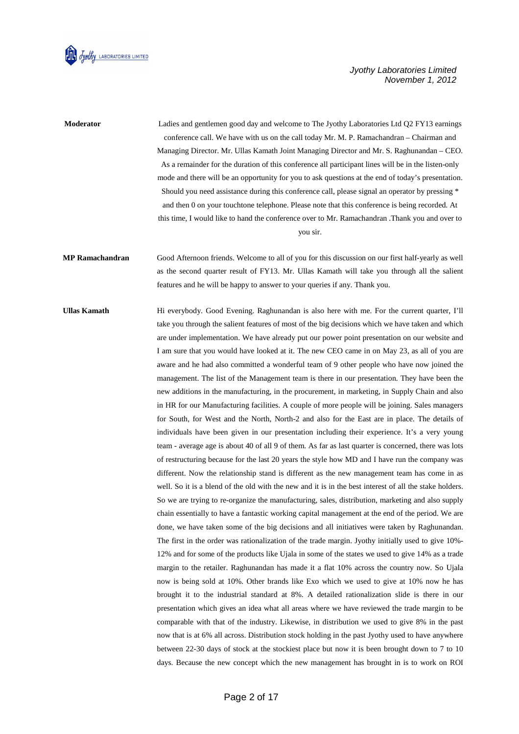**Moderator** Ladies and gentlemen good day and welcome to The Jyothy Laboratories Ltd Q2 FY13 earnings conference call. We have with us on the call today Mr. M. P. Ramachandran – Chairman and Managing Director. Mr. Ullas Kamath Joint Managing Director and Mr. S. Raghunandan – CEO. As a remainder for the duration of this conference all participant lines will be in the listen-only mode and there will be an opportunity for you to ask questions at the end of today's presentation. Should you need assistance during this conference call, please signal an operator by pressing * and then 0 on your touchtone telephone. Please note that this conference is being recorded. At this time, I would like to hand the conference over to Mr. Ramachandran .Thank you and over to you sir.

**MP Ramachandran** Good Afternoon friends. Welcome to all of you for this discussion on our first half-yearly as well as the second quarter result of FY13. Mr. Ullas Kamath will take you through all the salient features and he will be happy to answer to your queries if any. Thank you.

**Ullas Kamath** Hi everybody. Good Evening. Raghunandan is also here with me. For the current quarter, I'll take you through the salient features of most of the big decisions which we have taken and which are under implementation. We have already put our power point presentation on our website and I am sure that you would have looked at it. The new CEO came in on May 23, as all of you are aware and he had also committed a wonderful team of 9 other people who have now joined the management. The list of the Management team is there in our presentation. They have been the new additions in the manufacturing, in the procurement, in marketing, in Supply Chain and also in HR for our Manufacturing facilities. A couple of more people will be joining. Sales managers for South, for West and the North, North-2 and also for the East are in place. The details of individuals have been given in our presentation including their experience. It's a very young team - average age is about 40 of all 9 of them. As far as last quarter is concerned, there was lots of restructuring because for the last 20 years the style how MD and I have run the company was different. Now the relationship stand is different as the new management team has come in as well. So it is a blend of the old with the new and it is in the best interest of all the stake holders. So we are trying to re-organize the manufacturing, sales, distribution, marketing and also supply chain essentially to have a fantastic working capital management at the end of the period. We are done, we have taken some of the big decisions and all initiatives were taken by Raghunandan. The first in the order was rationalization of the trade margin. Jyothy initially used to give 10%-12% and for some of the products like Ujala in some of the states we used to give 14% as a trade margin to the retailer. Raghunandan has made it a flat 10% across the country now. So Ujala now is being sold at 10%. Other brands like Exo which we used to give at 10% now he has brought it to the industrial standard at 8%. A detailed rationalization slide is there in our presentation which gives an idea what all areas where we have reviewed the trade margin to be comparable with that of the industry. Likewise, in distribution we used to give 8% in the past now that is at 6% all across. Distribution stock holding in the past Jyothy used to have anywhere between 22-30 days of stock at the stockiest place but now it is been brought down to 7 to 10 days. Because the new concept which the new management has brought in is to work on ROI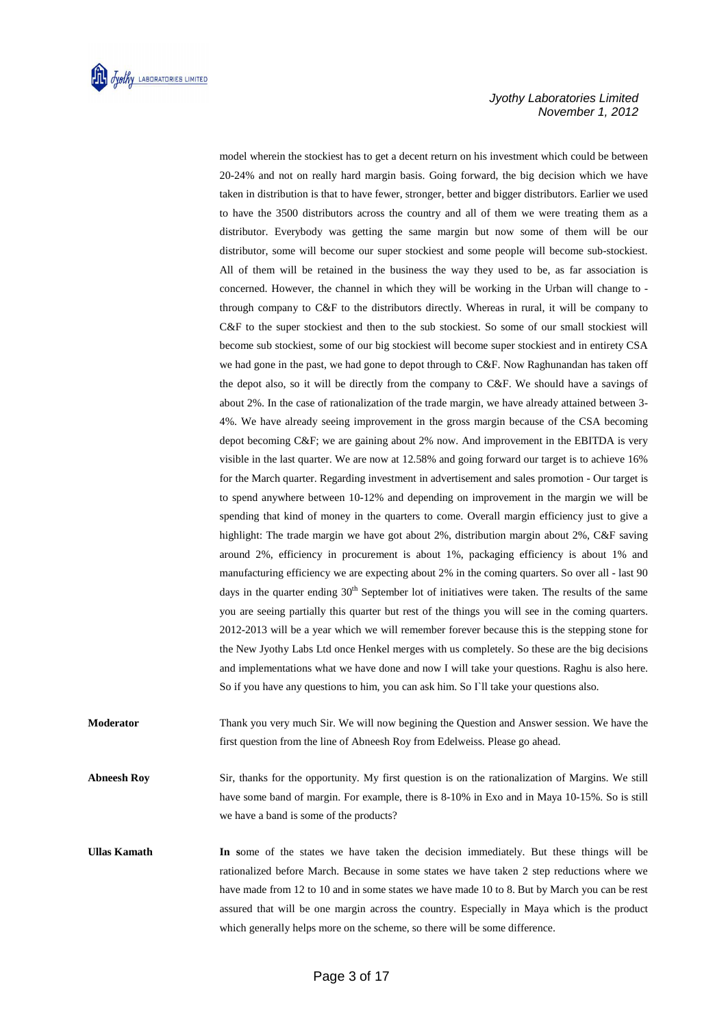model wherein the stockiest has to get a decent return on his investment which could be between 20-24% and not on really hard margin basis. Going forward, the big decision which we have taken in distribution is that to have fewer, stronger, better and bigger distributors. Earlier we used to have the 3500 distributors across the country and all of them we were treating them as a distributor. Everybody was getting the same margin but now some of them will be our distributor, some will become our super stockiest and some people will become sub-stockiest. All of them will be retained in the business the way they used to be, as far association is concerned. However, the channel in which they will be working in the Urban will change to - through company to C&F to the distributors directly. Whereas in rural, it will be company to C&F to the super stockiest and then to the sub stockiest. So some of our small stockiest will become sub stockiest, some of our big stockiest will become super stockiest and in entirety CSA we had gone in the past, we had gone to depot through to C&F. Now Raghunandan has taken off the depot also, so it will be directly from the company to C&F. We should have a savings of about 2%. In the case of rationalization of the trade margin, we have already attained between 3-4%. We have already seeing improvement in the gross margin because of the CSA becoming depot becoming C&F; we are gaining about 2% now. And improvement in the EBITDA is very visible in the last quarter. We are now at 12.58% and going forward our target is to achieve 16% for the March quarter. Regarding investment in advertisement and sales promotion - Our target is to spend anywhere between 10-12% and depending on improvement in the margin we will be spending that kind of money in the quarters to come. Overall margin efficiency just to give a highlight: The trade margin we have got about 2%, distribution margin about 2%, C&F saving around 2%, efficiency in procurement is about 1%, packaging efficiency is about 1% and manufacturing efficiency we are expecting about 2% in the coming quarters. So over all - last 90 days in the quarter ending 30th September lot of initiatives were taken. The results of the same you are seeing partially this quarter but rest of the things you will see in the coming quarters. 2012-2013 will be a year which we will remember forever because this is the stepping stone for the New Jyothy Labs Ltd once Henkel merges with us completely. So these are the big decisions and implementations what we have done and now I will take your questions. Raghu is also here. So if you have any questions to him, you can ask him. So I`ll take your questions also.

**Moderator** Thank you very much Sir. We will now begining the Question and Answer session. We have the first question from the line of Abneesh Roy from Edelweiss. Please go ahead.

**Abneesh Roy** Sir, thanks for the opportunity. My first question is on the rationalization of Margins. We still have some band of margin. For example, there is 8-10% in Exo and in Maya 10-15%. So is still we have a band is some of the products?

**Ullas Kamath** **In s**ome of the states we have taken the decision immediately. But these things will be rationalized before March. Because in some states we have taken 2 step reductions where we have made from 12 to 10 and in some states we have made 10 to 8. But by March you can be rest assured that will be one margin across the country. Especially in Maya which is the product which generally helps more on the scheme, so there will be some difference.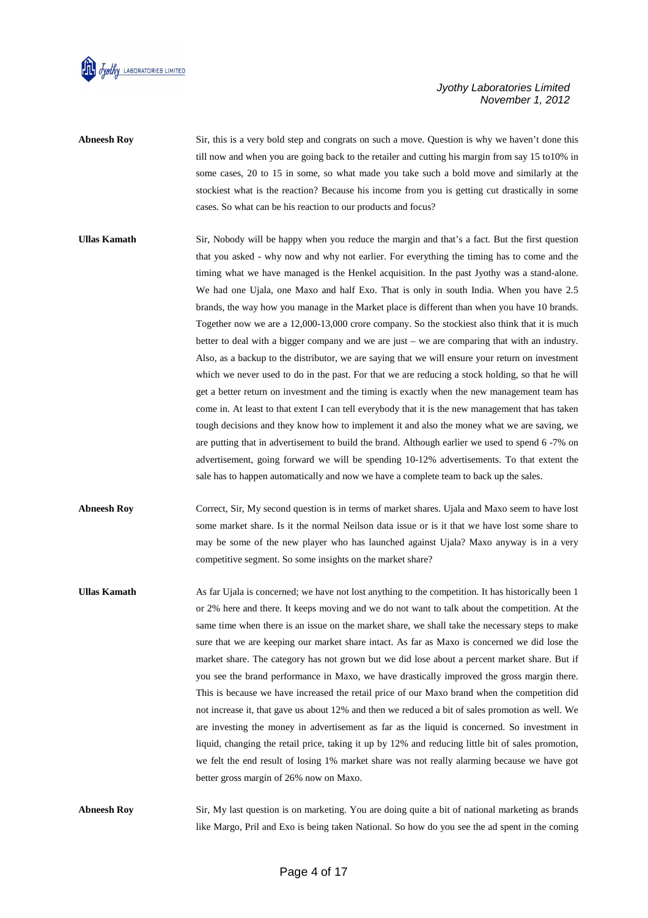**Abneesh Roy** Sir, this is a very bold step and congrats on such a move. Question is why we haven't done this till now and when you are going back to the retailer and cutting his margin from say 15 to10% in some cases, 20 to 15 in some, so what made you take such a bold move and similarly at the stockiest what is the reaction? Because his income from you is getting cut drastically in some cases. So what can be his reaction to our products and focus?

**Ullas Kamath** Sir, Nobody will be happy when you reduce the margin and that's a fact. But the first question that you asked - why now and why not earlier. For everything the timing has to come and the timing what we have managed is the Henkel acquisition. In the past Jyothy was a stand-alone. We had one Ujala, one Maxo and half Exo. That is only in south India. When you have 2.5 brands, the way how you manage in the Market place is different than when you have 10 brands. Together now we are a 12,000-13,000 crore company. So the stockiest also think that it is much better to deal with a bigger company and we are just – we are comparing that with an industry. Also, as a backup to the distributor, we are saying that we will ensure your return on investment which we never used to do in the past. For that we are reducing a stock holding, so that he will get a better return on investment and the timing is exactly when the new management team has come in. At least to that extent I can tell everybody that it is the new management that has taken tough decisions and they know how to implement it and also the money what we are saving, we are putting that in advertisement to build the brand. Although earlier we used to spend 6 -7% on advertisement, going forward we will be spending 10-12% advertisements. To that extent the sale has to happen automatically and now we have a complete team to back up the sales.

**Abneesh Roy** Correct, Sir, My second question is in terms of market shares. Ujala and Maxo seem to have lost some market share. Is it the normal Neilson data issue or is it that we have lost some share to may be some of the new player who has launched against Ujala? Maxo anyway is in a very competitive segment. So some insights on the market share?

**Ullas Kamath** As far Ujala is concerned; we have not lost anything to the competition. It has historically been 1 or 2% here and there. It keeps moving and we do not want to talk about the competition. At the same time when there is an issue on the market share, we shall take the necessary steps to make sure that we are keeping our market share intact. As far as Maxo is concerned we did lose the market share. The category has not grown but we did lose about a percent market share. But if you see the brand performance in Maxo, we have drastically improved the gross margin there. This is because we have increased the retail price of our Maxo brand when the competition did not increase it, that gave us about 12% and then we reduced a bit of sales promotion as well. We are investing the money in advertisement as far as the liquid is concerned. So investment in liquid, changing the retail price, taking it up by 12% and reducing little bit of sales promotion, we felt the end result of losing 1% market share was not really alarming because we have got better gross margin of 26% now on Maxo.

**Abneesh Roy** Sir, My last question is on marketing. You are doing quite a bit of national marketing as brands like Margo, Pril and Exo is being taken National. So how do you see the ad spent in the coming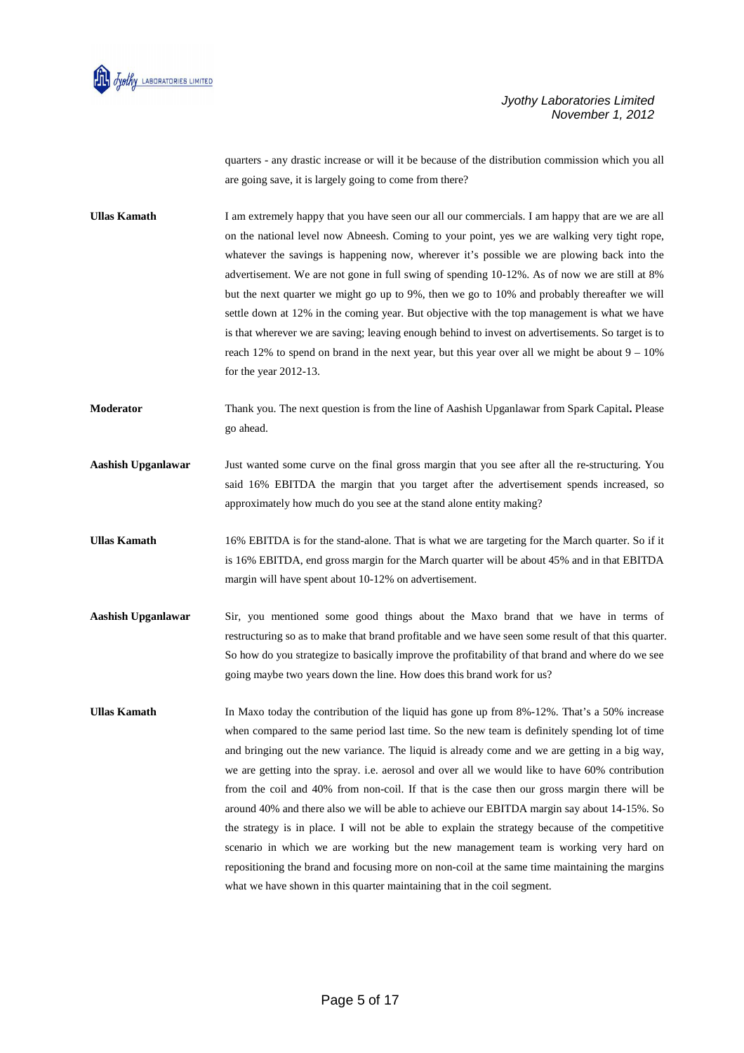quarters - any drastic increase or will it be because of the distribution commission which you all are going save, it is largely going to come from there?

**Ullas Kamath** I am extremely happy that you have seen our all our commercials. I am happy that are we are all on the national level now Abneesh. Coming to your point, yes we are walking very tight rope, whatever the savings is happening now, wherever it's possible we are plowing back into the advertisement. We are not gone in full swing of spending 10-12%. As of now we are still at 8% but the next quarter we might go up to 9%, then we go to 10% and probably thereafter we will settle down at 12% in the coming year. But objective with the top management is what we have is that wherever we are saving; leaving enough behind to invest on advertisements. So target is to reach 12% to spend on brand in the next year, but this year over all we might be about 9 – 10% for the year 2012-13.

**Moderator** Thank you. The next question is from the line of Aashish Upganlawar from Spark Capital**.** Please go ahead.

**Aashish Upganlawar** Just wanted some curve on the final gross margin that you see after all the re-structuring. You said 16% EBITDA the margin that you target after the advertisement spends increased, so approximately how much do you see at the stand alone entity making?

**Ullas Kamath** 16% EBITDA is for the stand-alone. That is what we are targeting for the March quarter. So if it is 16% EBITDA, end gross margin for the March quarter will be about 45% and in that EBITDA margin will have spent about 10-12% on advertisement.

**Aashish Upganlawar** Sir, you mentioned some good things about the Maxo brand that we have in terms of restructuring so as to make that brand profitable and we have seen some result of that this quarter. So how do you strategize to basically improve the profitability of that brand and where do we see going maybe two years down the line. How does this brand work for us?

**Ullas Kamath** In Maxo today the contribution of the liquid has gone up from 8%-12%. That's a 50% increase when compared to the same period last time. So the new team is definitely spending lot of time and bringing out the new variance. The liquid is already come and we are getting in a big way, we are getting into the spray. i.e. aerosol and over all we would like to have 60% contribution from the coil and 40% from non-coil. If that is the case then our gross margin there will be around 40% and there also we will be able to achieve our EBITDA margin say about 14-15%. So the strategy is in place. I will not be able to explain the strategy because of the competitive scenario in which we are working but the new management team is working very hard on repositioning the brand and focusing more on non-coil at the same time maintaining the margins what we have shown in this quarter maintaining that in the coil segment.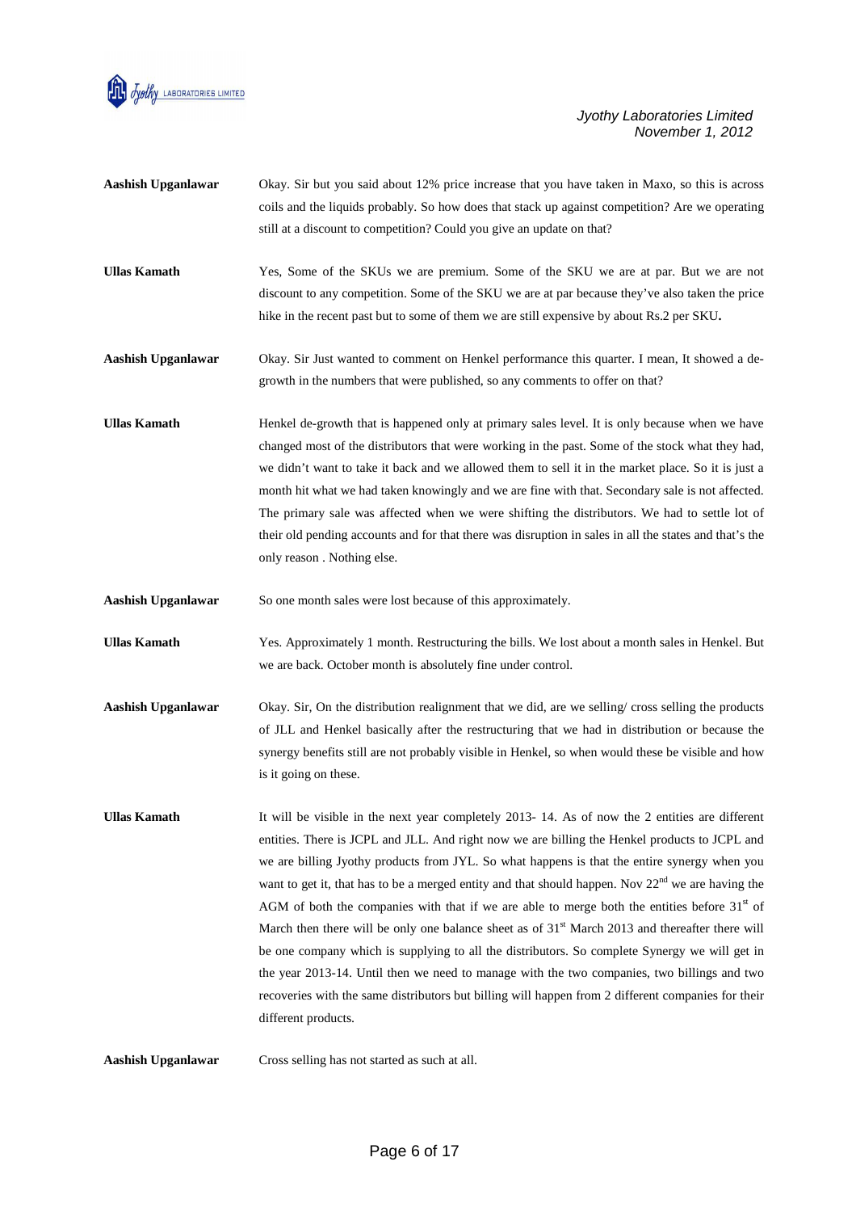**Aashish Upganlawar** Okay. Sir but you said about 12% price increase that you have taken in Maxo, so this is across coils and the liquids probably. So how does that stack up against competition? Are we operating still at a discount to competition? Could you give an update on that?

**Ullas Kamath** Yes, Some of the SKUs we are premium. Some of the SKU we are at par. But we are not discount to any competition. Some of the SKU we are at par because they've also taken the price hike in the recent past but to some of them we are still expensive by about Rs.2 per SKU**.**

**Aashish Upganlawar** Okay. Sir Just wanted to comment on Henkel performance this quarter. I mean, It showed a de-growth in the numbers that were published, so any comments to offer on that?

**Ullas Kamath** Henkel de-growth that is happened only at primary sales level. It is only because when we have changed most of the distributors that were working in the past. Some of the stock what they had, we didn't want to take it back and we allowed them to sell it in the market place. So it is just a month hit what we had taken knowingly and we are fine with that. Secondary sale is not affected. The primary sale was affected when we were shifting the distributors. We had to settle lot of their old pending accounts and for that there was disruption in sales in all the states and that's the only reason . Nothing else.

**Aashish Upganlawar** So one month sales were lost because of this approximately.

**Ullas Kamath** Yes. Approximately 1 month. Restructuring the bills. We lost about a month sales in Henkel. But we are back. October month is absolutely fine under control.

**Aashish Upganlawar** Okay. Sir, On the distribution realignment that we did, are we selling/ cross selling the products of JLL and Henkel basically after the restructuring that we had in distribution or because the synergy benefits still are not probably visible in Henkel, so when would these be visible and how is it going on these.

**Ullas Kamath** It will be visible in the next year completely 2013- 14. As of now the 2 entities are different entities. There is JCPL and JLL. And right now we are billing the Henkel products to JCPL and we are billing Jyothy products from JYL. So what happens is that the entire synergy when you want to get it, that has to be a merged entity and that should happen. Nov 22nd we are having the AGM of both the companies with that if we are able to merge both the entities before 31st of March then there will be only one balance sheet as of 31st March 2013 and thereafter there will be one company which is supplying to all the distributors. So complete Synergy we will get in the year 2013-14. Until then we need to manage with the two companies, two billings and two recoveries with the same distributors but billing will happen from 2 different companies for their different products.

**Aashish Upganlawar** Cross selling has not started as such at all.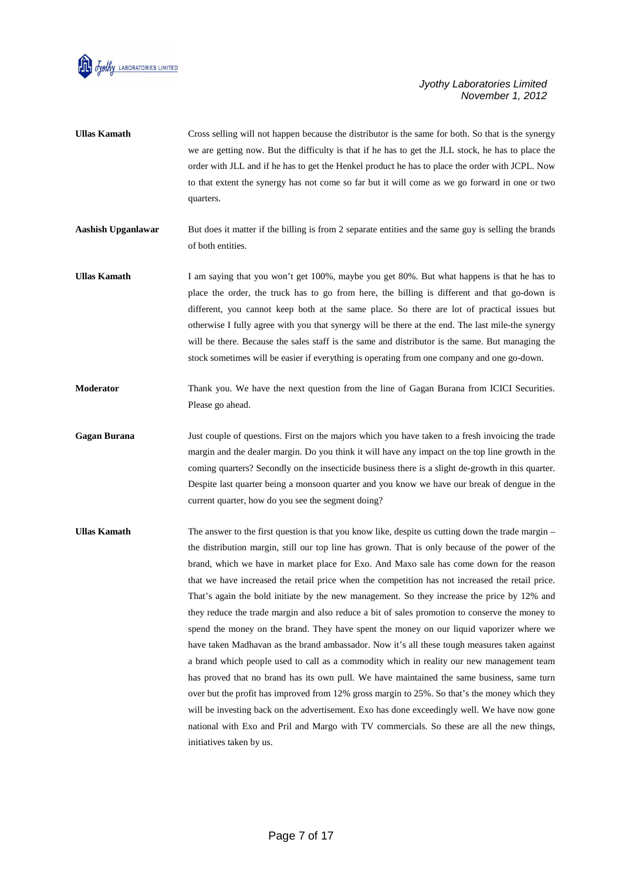**Ullas Kamath** Cross selling will not happen because the distributor is the same for both. So that is the synergy we are getting now. But the difficulty is that if he has to get the JLL stock, he has to place the order with JLL and if he has to get the Henkel product he has to place the order with JCPL. Now to that extent the synergy has not come so far but it will come as we go forward in one or two quarters.

**Aashish Upganlawar** But does it matter if the billing is from 2 separate entities and the same guy is selling the brands of both entities.

**Ullas Kamath** I am saying that you won't get 100%, maybe you get 80%. But what happens is that he has to place the order, the truck has to go from here, the billing is different and that go-down is different, you cannot keep both at the same place. So there are lot of practical issues but otherwise I fully agree with you that synergy will be there at the end. The last mile-the synergy will be there. Because the sales staff is the same and distributor is the same. But managing the stock sometimes will be easier if everything is operating from one company and one go-down.

**Moderator** Thank you. We have the next question from the line of Gagan Burana from ICICI Securities. Please go ahead.

**Gagan Burana** Just couple of questions. First on the majors which you have taken to a fresh invoicing the trade margin and the dealer margin. Do you think it will have any impact on the top line growth in the coming quarters? Secondly on the insecticide business there is a slight de-growth in this quarter. Despite last quarter being a monsoon quarter and you know we have our break of dengue in the current quarter, how do you see the segment doing?

**Ullas Kamath** The answer to the first question is that you know like, despite us cutting down the trade margin – the distribution margin, still our top line has grown. That is only because of the power of the brand, which we have in market place for Exo. And Maxo sale has come down for the reason that we have increased the retail price when the competition has not increased the retail price. That's again the bold initiate by the new management. So they increase the price by 12% and they reduce the trade margin and also reduce a bit of sales promotion to conserve the money to spend the money on the brand. They have spent the money on our liquid vaporizer where we have taken Madhavan as the brand ambassador. Now it's all these tough measures taken against a brand which people used to call as a commodity which in reality our new management team has proved that no brand has its own pull. We have maintained the same business, same turn over but the profit has improved from 12% gross margin to 25%. So that's the money which they will be investing back on the advertisement. Exo has done exceedingly well. We have now gone national with Exo and Pril and Margo with TV commercials. So these are all the new things, initiatives taken by us.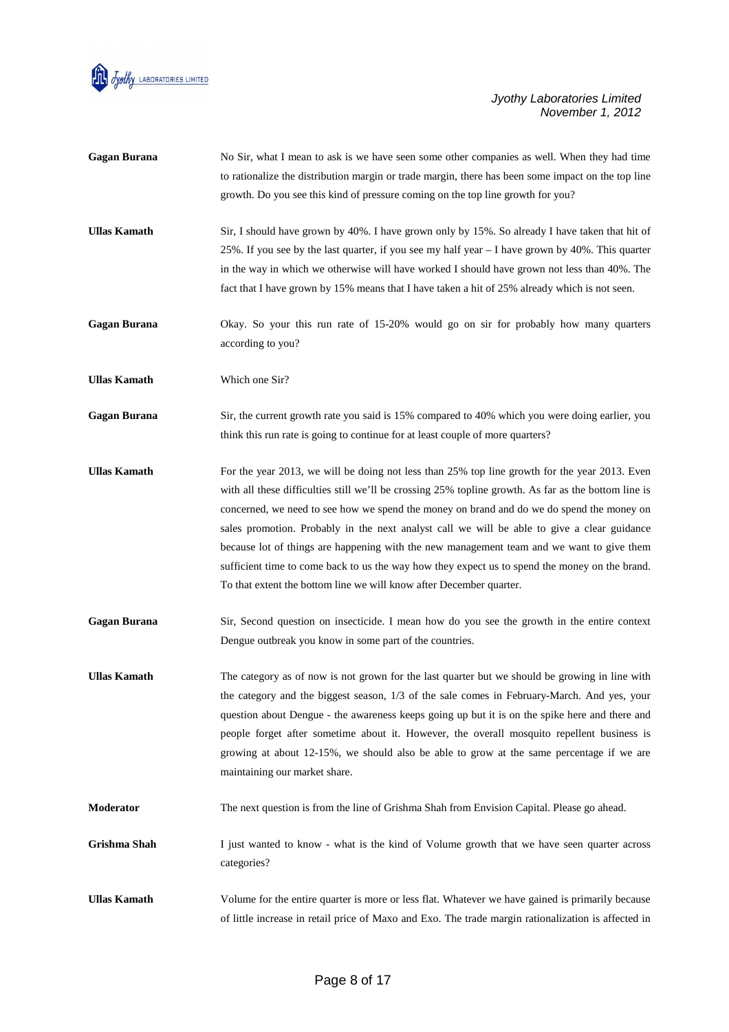**Gagan Burana** No Sir, what I mean to ask is we have seen some other companies as well. When they had time to rationalize the distribution margin or trade margin, there has been some impact on the top line growth. Do you see this kind of pressure coming on the top line growth for you?

**Ullas Kamath** Sir, I should have grown by 40%. I have grown only by 15%. So already I have taken that hit of 25%. If you see by the last quarter, if you see my half year – I have grown by 40%. This quarter in the way in which we otherwise will have worked I should have grown not less than 40%. The fact that I have grown by 15% means that I have taken a hit of 25% already which is not seen.

**Gagan Burana** Okay. So your this run rate of 15-20% would go on sir for probably how many quarters according to you?

**Ullas Kamath** Which one Sir?

**Gagan Burana** Sir, the current growth rate you said is 15% compared to 40% which you were doing earlier, you think this run rate is going to continue for at least couple of more quarters?

**Ullas Kamath** For the year 2013, we will be doing not less than 25% top line growth for the year 2013. Even with all these difficulties still we'll be crossing 25% topline growth. As far as the bottom line is concerned, we need to see how we spend the money on brand and do we do spend the money on sales promotion. Probably in the next analyst call we will be able to give a clear guidance because lot of things are happening with the new management team and we want to give them sufficient time to come back to us the way how they expect us to spend the money on the brand. To that extent the bottom line we will know after December quarter.

**Gagan Burana** Sir, Second question on insecticide. I mean how do you see the growth in the entire context Dengue outbreak you know in some part of the countries.

**Ullas Kamath** The category as of now is not grown for the last quarter but we should be growing in line with the category and the biggest season, 1/3 of the sale comes in February-March. And yes, your question about Dengue - the awareness keeps going up but it is on the spike here and there and people forget after sometime about it. However, the overall mosquito repellent business is growing at about 12-15%, we should also be able to grow at the same percentage if we are maintaining our market share.

**Moderator** The next question is from the line of Grishma Shah from Envision Capital. Please go ahead.

**Grishma Shah** I just wanted to know - what is the kind of Volume growth that we have seen quarter across categories?

**Ullas Kamath** Volume for the entire quarter is more or less flat. Whatever we have gained is primarily because of little increase in retail price of Maxo and Exo. The trade margin rationalization is affected in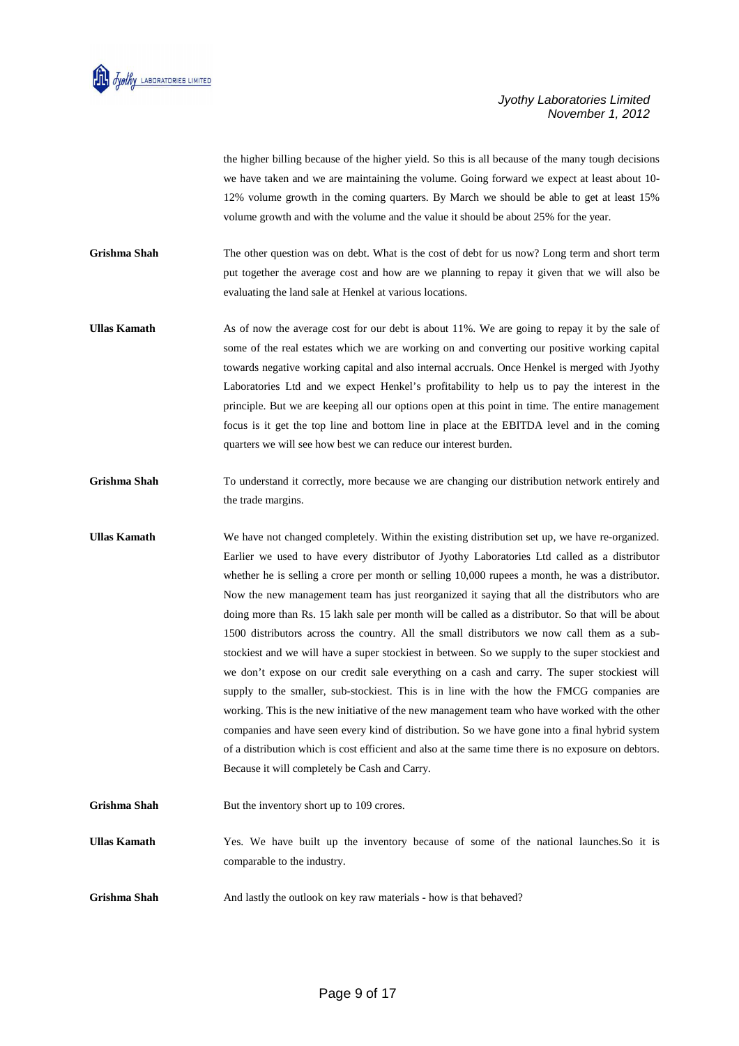the higher billing because of the higher yield. So this is all because of the many tough decisions we have taken and we are maintaining the volume. Going forward we expect at least about 10-12% volume growth in the coming quarters. By March we should be able to get at least 15% volume growth and with the volume and the value it should be about 25% for the year.

**Grishma Shah** The other question was on debt. What is the cost of debt for us now? Long term and short term put together the average cost and how are we planning to repay it given that we will also be evaluating the land sale at Henkel at various locations.

**Ullas Kamath** As of now the average cost for our debt is about 11%. We are going to repay it by the sale of some of the real estates which we are working on and converting our positive working capital towards negative working capital and also internal accruals. Once Henkel is merged with Jyothy Laboratories Ltd and we expect Henkel's profitability to help us to pay the interest in the principle. But we are keeping all our options open at this point in time. The entire management focus is it get the top line and bottom line in place at the EBITDA level and in the coming quarters we will see how best we can reduce our interest burden.

**Grishma Shah** To understand it correctly, more because we are changing our distribution network entirely and the trade margins.

**Ullas Kamath** We have not changed completely. Within the existing distribution set up, we have re-organized. Earlier we used to have every distributor of Jyothy Laboratories Ltd called as a distributor whether he is selling a crore per month or selling 10,000 rupees a month, he was a distributor. Now the new management team has just reorganized it saying that all the distributors who are doing more than Rs. 15 lakh sale per month will be called as a distributor. So that will be about 1500 distributors across the country. All the small distributors we now call them as a sub-stockiest and we will have a super stockiest in between. So we supply to the super stockiest and we don't expose on our credit sale everything on a cash and carry. The super stockiest will supply to the smaller, sub-stockiest. This is in line with the how the FMCG companies are working. This is the new initiative of the new management team who have worked with the other companies and have seen every kind of distribution. So we have gone into a final hybrid system of a distribution which is cost efficient and also at the same time there is no exposure on debtors. Because it will completely be Cash and Carry.

**Grishma Shah** But the inventory short up to 109 crores.

**Ullas Kamath** Yes. We have built up the inventory because of some of the national launches.So it is comparable to the industry.

**Grishma Shah** And lastly the outlook on key raw materials - how is that behaved?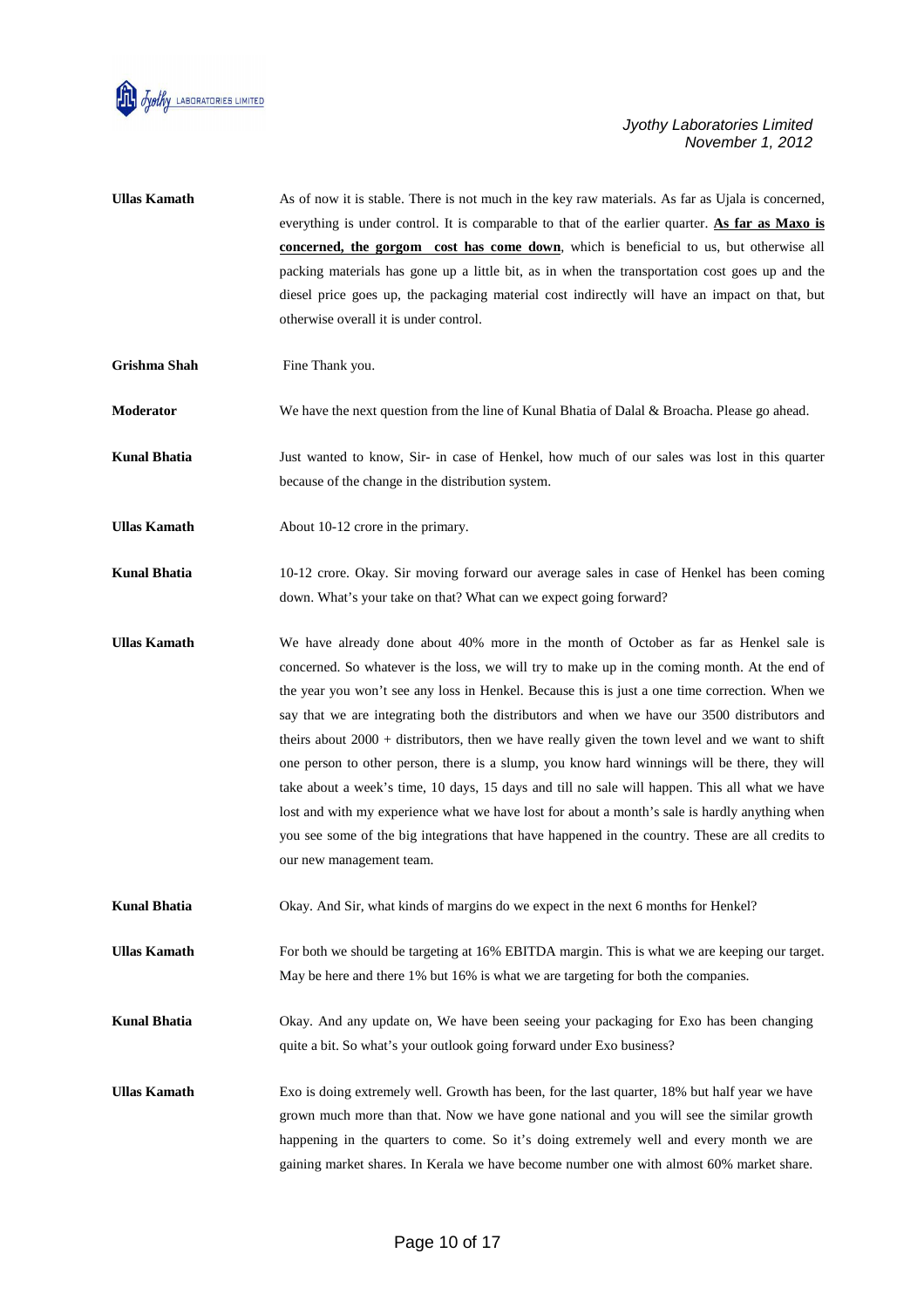**Ullas Kamath** As of now it is stable. There is not much in the key raw materials. As far as Ujala is concerned, everything is under control. It is comparable to that of the earlier quarter. **As far as Maxo is concerned, the gorgom cost has come down**, which is beneficial to us, but otherwise all packing materials has gone up a little bit, as in when the transportation cost goes up and the diesel price goes up, the packaging material cost indirectly will have an impact on that, but otherwise overall it is under control.

**Grishma Shah** Fine Thank you.

**Moderator** We have the next question from the line of Kunal Bhatia of Dalal & Broacha. Please go ahead.

**Kunal Bhatia** Just wanted to know, Sir- in case of Henkel, how much of our sales was lost in this quarter because of the change in the distribution system.

**Ullas Kamath** About 10-12 crore in the primary.

**Kunal Bhatia** 10-12 crore. Okay. Sir moving forward our average sales in case of Henkel has been coming down. What's your take on that? What can we expect going forward?

**Ullas Kamath** We have already done about 40% more in the month of October as far as Henkel sale is concerned. So whatever is the loss, we will try to make up in the coming month. At the end of the year you won't see any loss in Henkel. Because this is just a one time correction. When we say that we are integrating both the distributors and when we have our 3500 distributors and theirs about 2000 + distributors, then we have really given the town level and we want to shift one person to other person, there is a slump, you know hard winnings will be there, they will take about a week's time, 10 days, 15 days and till no sale will happen. This all what we have lost and with my experience what we have lost for about a month's sale is hardly anything when you see some of the big integrations that have happened in the country. These are all credits to our new management team.

**Kunal Bhatia** Okay. And Sir, what kinds of margins do we expect in the next 6 months for Henkel?

**Ullas Kamath** For both we should be targeting at 16% EBITDA margin. This is what we are keeping our target. May be here and there 1% but 16% is what we are targeting for both the companies.

**Kunal Bhatia** Okay. And any update on, We have been seeing your packaging for Exo has been changing quite a bit. So what's your outlook going forward under Exo business?

**Ullas Kamath** Exo is doing extremely well. Growth has been, for the last quarter, 18% but half year we have grown much more than that. Now we have gone national and you will see the similar growth happening in the quarters to come. So it's doing extremely well and every month we are gaining market shares. In Kerala we have become number one with almost 60% market share.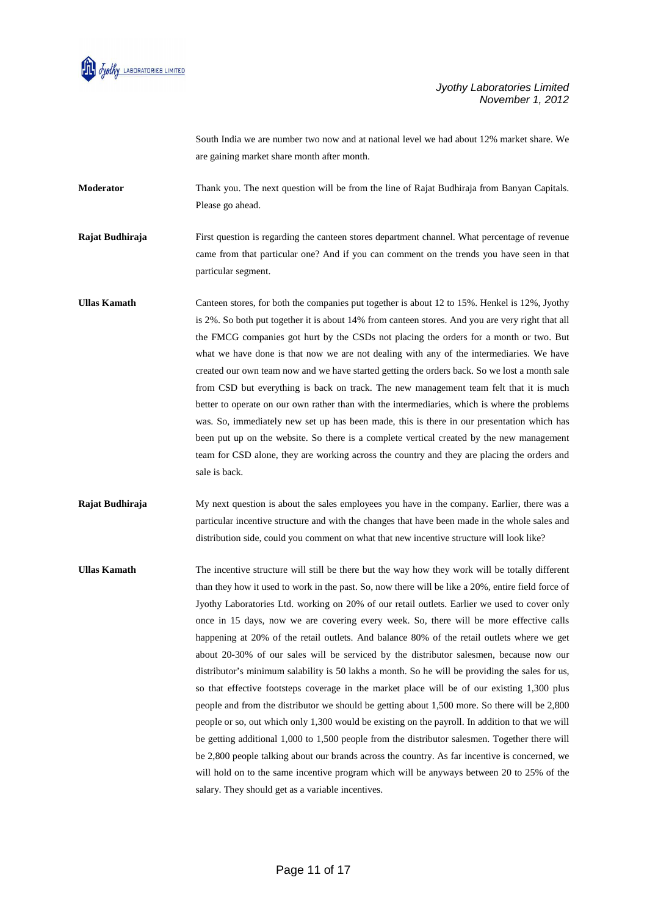South India we are number two now and at national level we had about 12% market share. We are gaining market share month after month.

**Moderator** Thank you. The next question will be from the line of Rajat Budhiraja from Banyan Capitals. Please go ahead.

**Rajat Budhiraja** First question is regarding the canteen stores department channel. What percentage of revenue came from that particular one? And if you can comment on the trends you have seen in that particular segment.

**Ullas Kamath** Canteen stores, for both the companies put together is about 12 to 15%. Henkel is 12%, Jyothy is 2%. So both put together it is about 14% from canteen stores. And you are very right that all the FMCG companies got hurt by the CSDs not placing the orders for a month or two. But what we have done is that now we are not dealing with any of the intermediaries. We have created our own team now and we have started getting the orders back. So we lost a month sale from CSD but everything is back on track. The new management team felt that it is much better to operate on our own rather than with the intermediaries, which is where the problems was. So, immediately new set up has been made, this is there in our presentation which has been put up on the website. So there is a complete vertical created by the new management team for CSD alone, they are working across the country and they are placing the orders and sale is back.

**Rajat Budhiraja** My next question is about the sales employees you have in the company. Earlier, there was a particular incentive structure and with the changes that have been made in the whole sales and distribution side, could you comment on what that new incentive structure will look like?

**Ullas Kamath** The incentive structure will still be there but the way how they work will be totally different than they how it used to work in the past. So, now there will be like a 20%, entire field force of Jyothy Laboratories Ltd. working on 20% of our retail outlets. Earlier we used to cover only once in 15 days, now we are covering every week. So, there will be more effective calls happening at 20% of the retail outlets. And balance 80% of the retail outlets where we get about 20-30% of our sales will be serviced by the distributor salesmen, because now our distributor's minimum salability is 50 lakhs a month. So he will be providing the sales for us, so that effective footsteps coverage in the market place will be of our existing 1,300 plus people and from the distributor we should be getting about 1,500 more. So there will be 2,800 people or so, out which only 1,300 would be existing on the payroll. In addition to that we will be getting additional 1,000 to 1,500 people from the distributor salesmen. Together there will be 2,800 people talking about our brands across the country. As far incentive is concerned, we will hold on to the same incentive program which will be anyways between 20 to 25% of the salary. They should get as a variable incentives.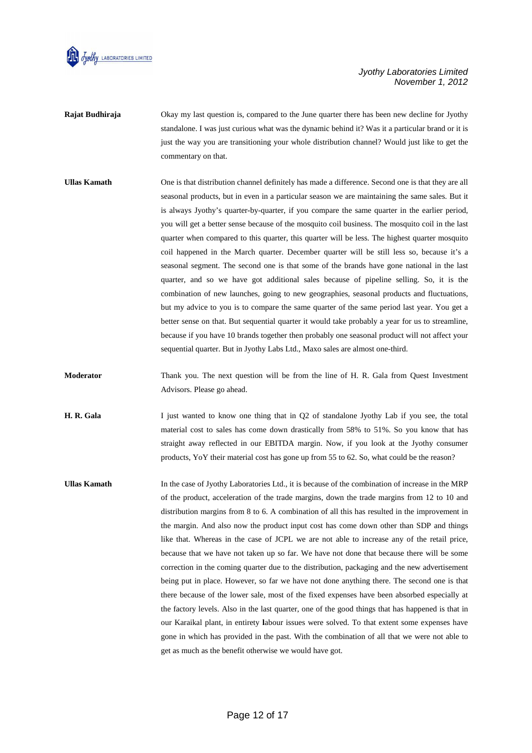**Rajat Budhiraja** Okay my last question is, compared to the June quarter there has been new decline for Jyothy standalone. I was just curious what was the dynamic behind it? Was it a particular brand or it is just the way you are transitioning your whole distribution channel? Would just like to get the commentary on that.

**Ullas Kamath** One is that distribution channel definitely has made a difference. Second one is that they are all seasonal products, but in even in a particular season we are maintaining the same sales. But it is always Jyothy's quarter-by-quarter, if you compare the same quarter in the earlier period, you will get a better sense because of the mosquito coil business. The mosquito coil in the last quarter when compared to this quarter, this quarter will be less. The highest quarter mosquito coil happened in the March quarter. December quarter will be still less so, because it's a seasonal segment. The second one is that some of the brands have gone national in the last quarter, and so we have got additional sales because of pipeline selling. So, it is the combination of new launches, going to new geographies, seasonal products and fluctuations, but my advice to you is to compare the same quarter of the same period last year. You get a better sense on that. But sequential quarter it would take probably a year for us to streamline, because if you have 10 brands together then probably one seasonal product will not affect your sequential quarter. But in Jyothy Labs Ltd., Maxo sales are almost one-third.

**Moderator** Thank you. The next question will be from the line of H. R. Gala from Quest Investment Advisors. Please go ahead.

**H. R. Gala** I just wanted to know one thing that in Q2 of standalone Jyothy Lab if you see, the total material cost to sales has come down drastically from 58% to 51%. So you know that has straight away reflected in our EBITDA margin. Now, if you look at the Jyothy consumer products, YoY their material cost has gone up from 55 to 62. So, what could be the reason?

**Ullas Kamath** In the case of Jyothy Laboratories Ltd., it is because of the combination of increase in the MRP of the product, acceleration of the trade margins, down the trade margins from 12 to 10 and distribution margins from 8 to 6. A combination of all this has resulted in the improvement in the margin. And also now the product input cost has come down other than SDP and things like that. Whereas in the case of JCPL we are not able to increase any of the retail price, because that we have not taken up so far. We have not done that because there will be some correction in the coming quarter due to the distribution, packaging and the new advertisement being put in place. However, so far we have not done anything there. The second one is that there because of the lower sale, most of the fixed expenses have been absorbed especially at the factory levels. Also in the last quarter, one of the good things that has happened is that in our Karaikal plant, in entirety labour issues were solved. To that extent some expenses have gone in which has provided in the past. With the combination of all that we were not able to get as much as the benefit otherwise we would have got.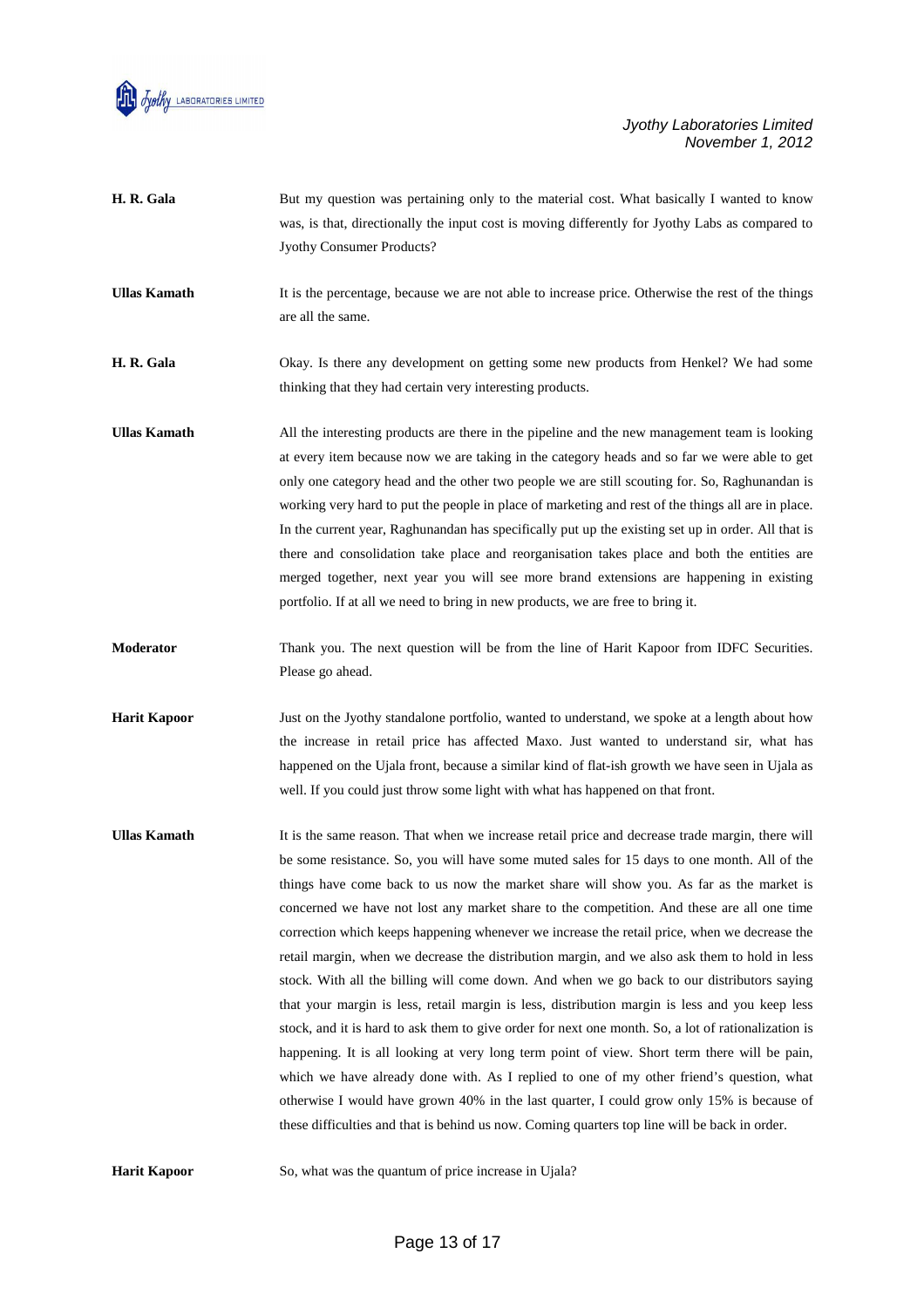**H. R. Gala** But my question was pertaining only to the material cost. What basically I wanted to know was, is that, directionally the input cost is moving differently for Jyothy Labs as compared to Jyothy Consumer Products?

**Ullas Kamath** It is the percentage, because we are not able to increase price. Otherwise the rest of the things are all the same.

**H. R. Gala** Okay. Is there any development on getting some new products from Henkel? We had some thinking that they had certain very interesting products.

**Ullas Kamath** All the interesting products are there in the pipeline and the new management team is looking at every item because now we are taking in the category heads and so far we were able to get only one category head and the other two people we are still scouting for. So, Raghunandan is working very hard to put the people in place of marketing and rest of the things all are in place. In the current year, Raghunandan has specifically put up the existing set up in order. All that is there and consolidation take place and reorganisation takes place and both the entities are merged together, next year you will see more brand extensions are happening in existing portfolio. If at all we need to bring in new products, we are free to bring it.

**Moderator** Thank you. The next question will be from the line of Harit Kapoor from IDFC Securities. Please go ahead.

**Harit Kapoor** Just on the Jyothy standalone portfolio, wanted to understand, we spoke at a length about how the increase in retail price has affected Maxo. Just wanted to understand sir, what has happened on the Ujala front, because a similar kind of flat-ish growth we have seen in Ujala as well. If you could just throw some light with what has happened on that front.

**Ullas Kamath** It is the same reason. That when we increase retail price and decrease trade margin, there will be some resistance. So, you will have some muted sales for 15 days to one month. All of the things have come back to us now the market share will show you. As far as the market is concerned we have not lost any market share to the competition. And these are all one time correction which keeps happening whenever we increase the retail price, when we decrease the retail margin, when we decrease the distribution margin, and we also ask them to hold in less stock. With all the billing will come down. And when we go back to our distributors saying that your margin is less, retail margin is less, distribution margin is less and you keep less stock, and it is hard to ask them to give order for next one month. So, a lot of rationalization is happening. It is all looking at very long term point of view. Short term there will be pain, which we have already done with. As I replied to one of my other friend's question, what otherwise I would have grown 40% in the last quarter, I could grow only 15% is because of these difficulties and that is behind us now. Coming quarters top line will be back in order.

**Harit Kapoor** So, what was the quantum of price increase in Ujala?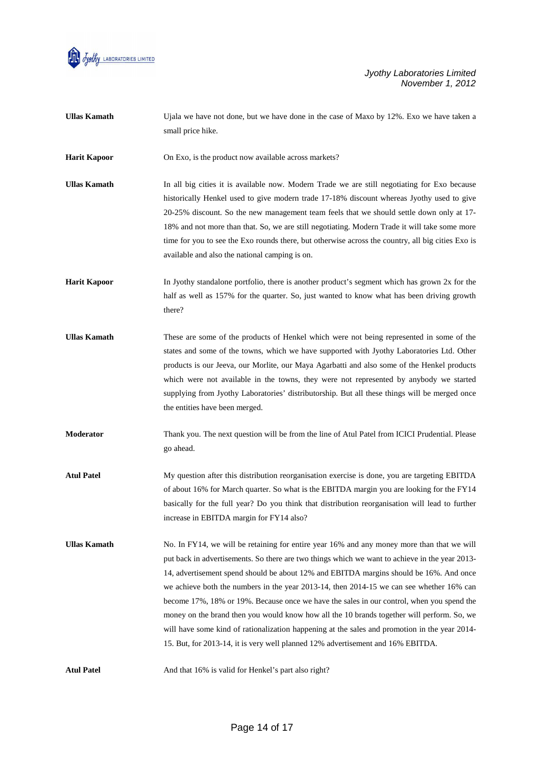**Ullas Kamath** Ujala we have not done, but we have done in the case of Maxo by 12%. Exo we have taken a small price hike.

**Harit Kapoor** On Exo, is the product now available across markets?

**Ullas Kamath** In all big cities it is available now. Modern Trade we are still negotiating for Exo because historically Henkel used to give modern trade 17-18% discount whereas Jyothy used to give 20-25% discount. So the new management team feels that we should settle down only at 17-18% and not more than that. So, we are still negotiating. Modern Trade it will take some more time for you to see the Exo rounds there, but otherwise across the country, all big cities Exo is available and also the national camping is on.

**Harit Kapoor** In Jyothy standalone portfolio, there is another product's segment which has grown 2x for the half as well as 157% for the quarter. So, just wanted to know what has been driving growth there?

**Ullas Kamath** These are some of the products of Henkel which were not being represented in some of the states and some of the towns, which we have supported with Jyothy Laboratories Ltd. Other products is our Jeeva, our Morlite, our Maya Agarbatti and also some of the Henkel products which were not available in the towns, they were not represented by anybody we started supplying from Jyothy Laboratories' distributorship. But all these things will be merged once the entities have been merged.

**Moderator** Thank you. The next question will be from the line of Atul Patel from ICICI Prudential. Please go ahead.

**Atul Patel** My question after this distribution reorganisation exercise is done, you are targeting EBITDA of about 16% for March quarter. So what is the EBITDA margin you are looking for the FY14 basically for the full year? Do you think that distribution reorganisation will lead to further increase in EBITDA margin for FY14 also?

**Ullas Kamath** No. In FY14, we will be retaining for entire year 16% and any money more than that we will put back in advertisements. So there are two things which we want to achieve in the year 2013-14, advertisement spend should be about 12% and EBITDA margins should be 16%. And once we achieve both the numbers in the year 2013-14, then 2014-15 we can see whether 16% can become 17%, 18% or 19%. Because once we have the sales in our control, when you spend the money on the brand then you would know how all the 10 brands together will perform. So, we will have some kind of rationalization happening at the sales and promotion in the year 2014-15. But, for 2013-14, it is very well planned 12% advertisement and 16% EBITDA.

**Atul Patel** And that 16% is valid for Henkel's part also right?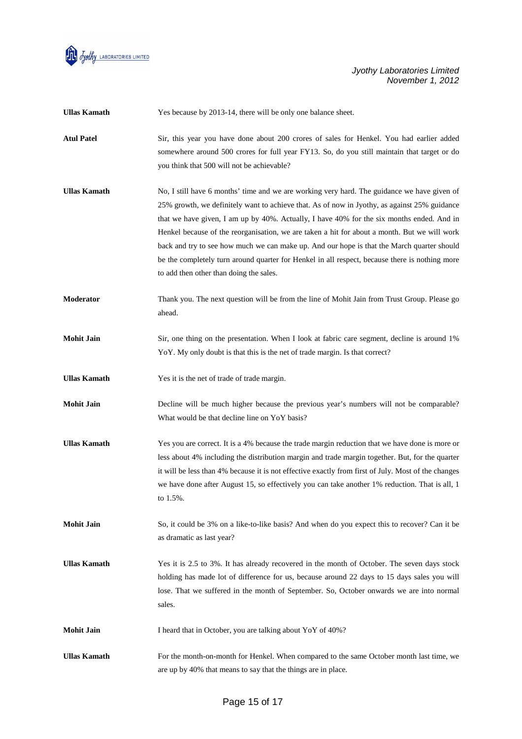**Ullas Kamath** Yes because by 2013-14, there will be only one balance sheet.

**Atul Patel** Sir, this year you have done about 200 crores of sales for Henkel. You had earlier added somewhere around 500 crores for full year FY13. So, do you still maintain that target or do you think that 500 will not be achievable?

**Ullas Kamath** No, I still have 6 months' time and we are working very hard. The guidance we have given of 25% growth, we definitely want to achieve that. As of now in Jyothy, as against 25% guidance that we have given, I am up by 40%. Actually, I have 40% for the six months ended. And in Henkel because of the reorganisation, we are taken a hit for about a month. But we will work back and try to see how much we can make up. And our hope is that the March quarter should be the completely turn around quarter for Henkel in all respect, because there is nothing more to add then other than doing the sales.

**Moderator** Thank you. The next question will be from the line of Mohit Jain from Trust Group. Please go ahead.

**Mohit Jain** Sir, one thing on the presentation. When I look at fabric care segment, decline is around 1% YoY. My only doubt is that this is the net of trade margin. Is that correct?

**Ullas Kamath** Yes it is the net of trade of trade margin.

**Mohit Jain** Decline will be much higher because the previous year's numbers will not be comparable? What would be that decline line on YoY basis?

**Ullas Kamath** Yes you are correct. It is a 4% because the trade margin reduction that we have done is more or less about 4% including the distribution margin and trade margin together. But, for the quarter it will be less than 4% because it is not effective exactly from first of July. Most of the changes we have done after August 15, so effectively you can take another 1% reduction. That is all, 1 to 1.5%.

**Mohit Jain** So, it could be 3% on a like-to-like basis? And when do you expect this to recover? Can it be as dramatic as last year?

**Ullas Kamath** Yes it is 2.5 to 3%. It has already recovered in the month of October. The seven days stock holding has made lot of difference for us, because around 22 days to 15 days sales you will lose. That we suffered in the month of September. So, October onwards we are into normal sales.

**Mohit Jain** I heard that in October, you are talking about YoY of 40%?

**Ullas Kamath** For the month-on-month for Henkel. When compared to the same October month last time, we are up by 40% that means to say that the things are in place.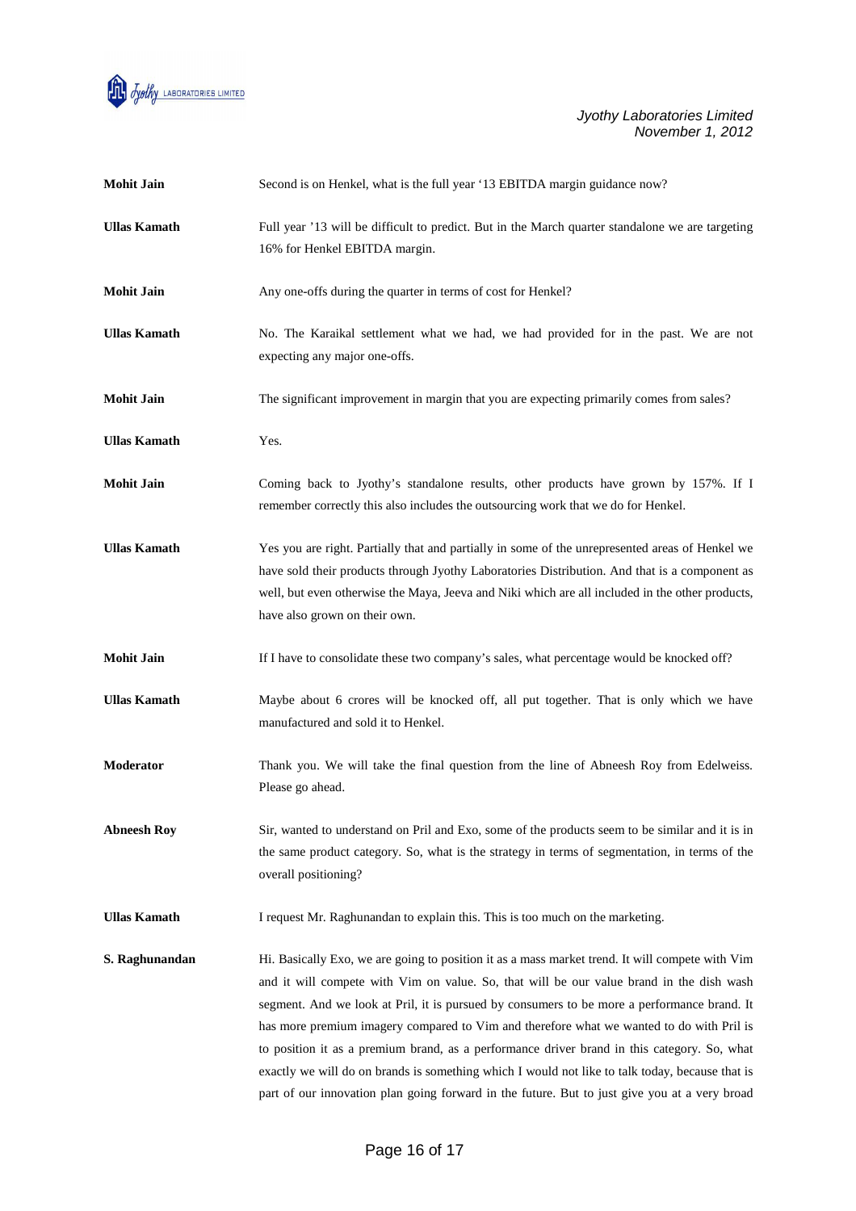**Mohit Jain** Second is on Henkel, what is the full year '13 EBITDA margin guidance now?

**Ullas Kamath** Full year '13 will be difficult to predict. But in the March quarter standalone we are targeting 16% for Henkel EBITDA margin.

**Mohit Jain** Any one-offs during the quarter in terms of cost for Henkel?

**Ullas Kamath** No. The Karaikal settlement what we had, we had provided for in the past. We are not expecting any major one-offs.

**Mohit Jain** The significant improvement in margin that you are expecting primarily comes from sales?

**Ullas Kamath** Yes.

**Mohit Jain** Coming back to Jyothy's standalone results, other products have grown by 157%. If I remember correctly this also includes the outsourcing work that we do for Henkel.

**Ullas Kamath** Yes you are right. Partially that and partially in some of the unrepresented areas of Henkel we have sold their products through Jyothy Laboratories Distribution. And that is a component as well, but even otherwise the Maya, Jeeva and Niki which are all included in the other products, have also grown on their own.

**Mohit Jain** If I have to consolidate these two company's sales, what percentage would be knocked off?

**Ullas Kamath** Maybe about 6 crores will be knocked off, all put together. That is only which we have manufactured and sold it to Henkel.

**Moderator** Thank you. We will take the final question from the line of Abneesh Roy from Edelweiss. Please go ahead.

**Abneesh Roy** Sir, wanted to understand on Pril and Exo, some of the products seem to be similar and it is in the same product category. So, what is the strategy in terms of segmentation, in terms of the overall positioning?

**Ullas Kamath** I request Mr. Raghunandan to explain this. This is too much on the marketing.

**S. Raghunandan** Hi. Basically Exo, we are going to position it as a mass market trend. It will compete with Vim and it will compete with Vim on value. So, that will be our value brand in the dish wash segment. And we look at Pril, it is pursued by consumers to be more a performance brand. It has more premium imagery compared to Vim and therefore what we wanted to do with Pril is to position it as a premium brand, as a performance driver brand in this category. So, what exactly we will do on brands is something which I would not like to talk today, because that is part of our innovation plan going forward in the future. But to just give you at a very broad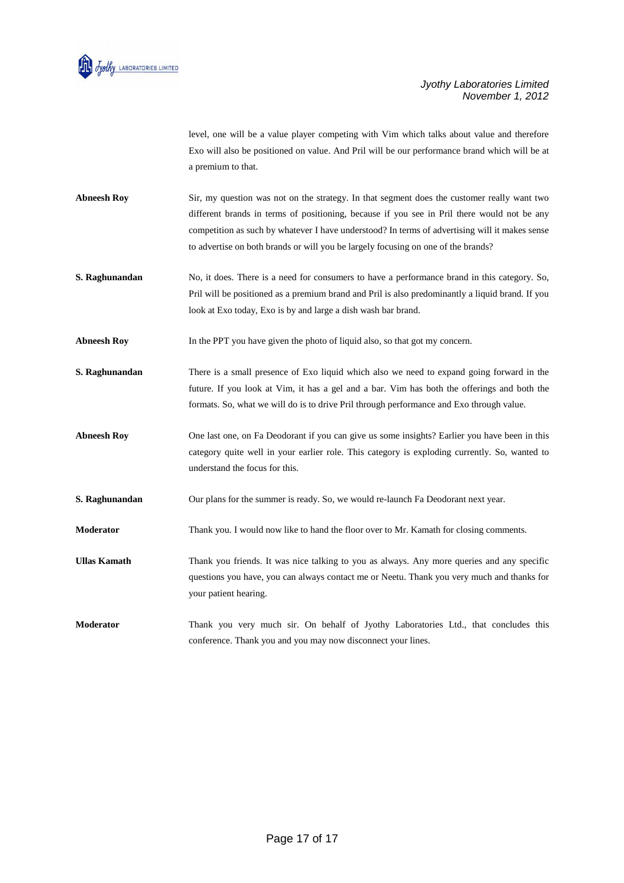level, one will be a value player competing with Vim which talks about value and therefore Exo will also be positioned on value. And Pril will be our performance brand which will be at a premium to that.

**Abneesh Roy** Sir, my question was not on the strategy. In that segment does the customer really want two different brands in terms of positioning, because if you see in Pril there would not be any competition as such by whatever I have understood? In terms of advertising will it makes sense to advertise on both brands or will you be largely focusing on one of the brands?

**S. Raghunandan** No, it does. There is a need for consumers to have a performance brand in this category. So, Pril will be positioned as a premium brand and Pril is also predominantly a liquid brand. If you look at Exo today, Exo is by and large a dish wash bar brand.

**Abneesh Roy** In the PPT you have given the photo of liquid also, so that got my concern.

**S. Raghunandan** There is a small presence of Exo liquid which also we need to expand going forward in the future. If you look at Vim, it has a gel and a bar. Vim has both the offerings and both the formats. So, what we will do is to drive Pril through performance and Exo through value.

**Abneesh Roy** One last one, on Fa Deodorant if you can give us some insights? Earlier you have been in this category quite well in your earlier role. This category is exploding currently. So, wanted to understand the focus for this.

**S. Raghunandan** Our plans for the summer is ready. So, we would re-launch Fa Deodorant next year.

**Moderator** Thank you. I would now like to hand the floor over to Mr. Kamath for closing comments.

**Ullas Kamath** Thank you friends. It was nice talking to you as always. Any more queries and any specific questions you have, you can always contact me or Neetu. Thank you very much and thanks for your patient hearing.

**Moderator** Thank you very much sir. On behalf of Jyothy Laboratories Ltd., that concludes this conference. Thank you and you may now disconnect your lines.